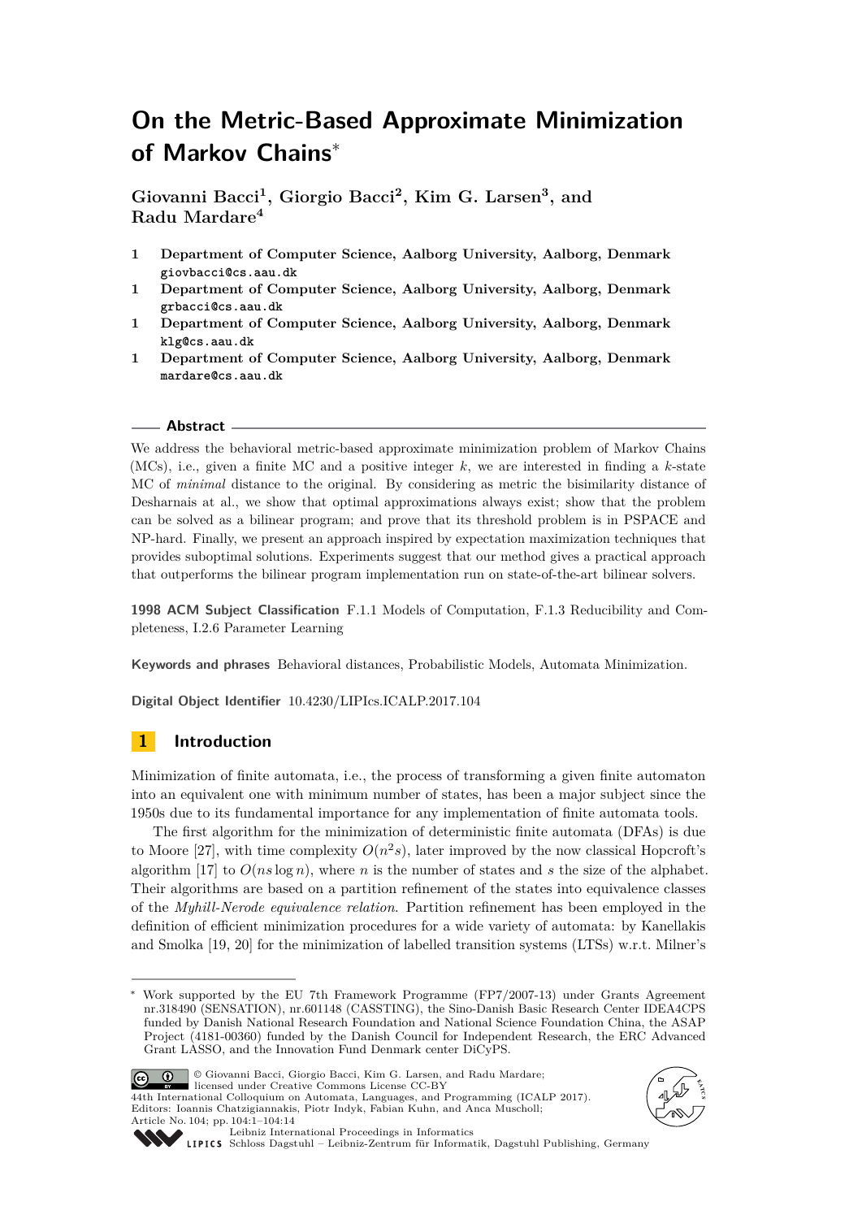# On the Metric-Based Approximate Minimization of Markov Chains*

**Giovanni Bacci[1], Giorgio Bacci[2], Kim G. Larsen[3], and Radu Mardare[4]**

1 **Department of Computer Science, Aalborg University, Aalborg, Denmark**
giovbacci@cs.aau.dk

1 **Department of Computer Science, Aalborg University, Aalborg, Denmark**
grbacci@cs.aau.dk

1 **Department of Computer Science, Aalborg University, Aalborg, Denmark**
klg@cs.aau.dk

1 **Department of Computer Science, Aalborg University, Aalborg, Denmark**
mardare@cs.aau.dk

## Abstract

We address the behavioral metric-based approximate minimization problem of Markov Chains (MCs), i.e., given a finite MC and a positive integer $k$, we are interested in finding a $k$-state MC of *minimal* distance to the original. By considering as metric the bisimilarity distance of Desharnais at al., we show that optimal approximations always exist; show that the problem can be solved as a bilinear program; and prove that its threshold problem is in PSPACE and NP-hard. Finally, we present an approach inspired by expectation maximization techniques that provides suboptimal solutions. Experiments suggest that our method gives a practical approach that outperforms the bilinear program implementation run on state-of-the-art bilinear solvers.

**1998 ACM Subject Classification** F.1.1 Models of Computation, F.1.3 Reducibility and Completeness, I.2.6 Parameter Learning

**Keywords and phrases** Behavioral distances, Probabilistic Models, Automata Minimization.

**Digital Object Identifier** 10.4230/LIPIcs.ICALP.2017.104

## 1 Introduction

Minimization of finite automata, i.e., the process of transforming a given finite automaton into an equivalent one with minimum number of states, has been a major subject since the 1950s due to its fundamental importance for any implementation of finite automata tools.

The first algorithm for the minimization of deterministic finite automata (DFAs) is due to Moore [27], with time complexity $O(n^2 s)$, later improved by the now classical Hopcroft's algorithm [17] to $O(ns \log n)$, where $n$ is the number of states and $s$ the size of the alphabet. Their algorithms are based on a partition refinement of the states into equivalence classes of the *Myhill-Nerode equivalence relation*. Partition refinement has been employed in the definition of efficient minimization procedures for a wide variety of automata: by Kanellakis and Smolka [19, 20] for the minimization of labelled transition systems (LTSs) w.r.t. Milner's

---

* Work supported by the EU 7th Framework Programme (FP7/2007-13) under Grants Agreement nr.318490 (SENSATION), nr.601148 (CASSTING), the Sino-Danish Basic Research Center IDEA4CPS funded by Danish National Research Foundation and National Science Foundation China, the ASAP Project (4181-00360) funded by the Danish Council for Independent Research, the ERC Advanced Grant LASSO, and the Innovation Fund Denmark center DiCyPS.

© Giovanni Bacci, Giorgio Bacci, Kim G. Larsen, and Radu Mardare;
licensed under Creative Commons License CC-BY
44th International Colloquium on Automata, Languages, and Programming (ICALP 2017).
Editors: Ioannis Chatzigiannakis, Piotr Indyk, Fabian Kuhn, and Anca Muscholl;
Article No. 104; pp. 104:1–104:14
Leibniz International Proceedings in Informatics
Schloss Dagstuhl – Leibniz-Zentrum für Informatik, Dagstuhl Publishing, Germany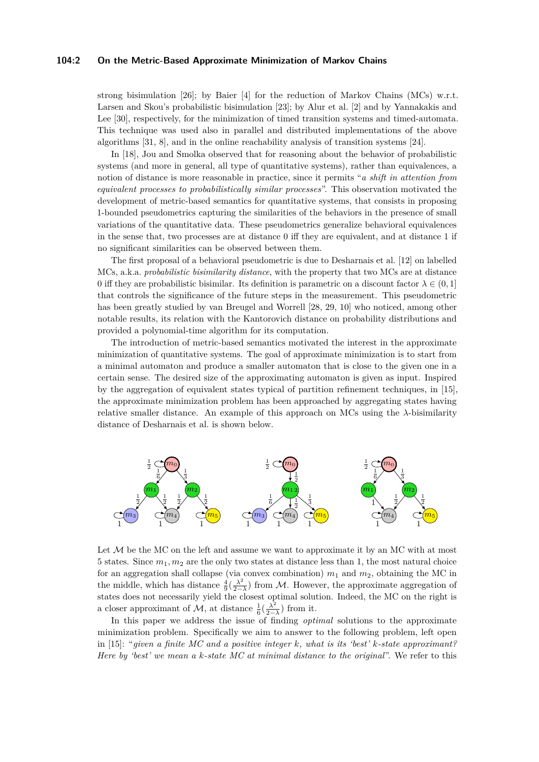strong bisimulation [26]; by Baier [4] for the reduction of Markov Chains (MCs) w.r.t. Larsen and Skou's probabilistic bisimulation [23]; by Alur et al. [2] and by Yannakakis and Lee [30], respectively, for the minimization of timed transition systems and timed-automata. This technique was used also in parallel and distributed implementations of the above algorithms [31, 8], and in the online reachability analysis of transition systems [24].

In [18], Jou and Smolka observed that for reasoning about the behavior of probabilistic systems (and more in general, all type of quantitative systems), rather than equivalences, a notion of distance is more reasonable in practice, since it permits "*a shift in attention from equivalent processes to probabilistically similar processes*". This observation motivated the development of metric-based semantics for quantitative systems, that consists in proposing 1-bounded pseudometrics capturing the similarities of the behaviors in the presence of small variations of the quantitative data. These pseudometrics generalize behavioral equivalences in the sense that, two processes are at distance 0 iff they are equivalent, and at distance 1 if no significant similarities can be observed between them.

The first proposal of a behavioral pseudometric is due to Desharnais et al. [12] on labelled MCs, a.k.a. *probabilistic bisimilarity distance*, with the property that two MCs are at distance 0 iff they are probabilistic bisimilar. Its definition is parametric on a discount factor $\lambda \in (0, 1]$ that controls the significance of the future steps in the measurement. This pseudometric has been greatly studied by van Breugel and Worrell [28, 29, 10] who noticed, among other notable results, its relation with the Kantorovich distance on probability distributions and provided a polynomial-time algorithm for its computation.

The introduction of metric-based semantics motivated the interest in the approximate minimization of quantitative systems. The goal of approximate minimization is to start from a minimal automaton and produce a smaller automaton that is close to the given one in a certain sense. The desired size of the approximating automaton is given as input. Inspired by the aggregation of equivalent states typical of partition refinement techniques, in [15], the approximate minimization problem has been approached by aggregating states having relative smaller distance. An example of this approach on MCs using the $\lambda$-bisimilarity distance of Desharnais et al. is shown below.

Let $\mathcal{M}$ be the MC on the left and assume we want to approximate it by an MC with at most 5 states. Since $m_1, m_2$ are the only two states at distance less than 1, the most natural choice for an aggregation shall collapse (via convex combination) $m_1$ and $m_2$, obtaining the MC in the middle, which has distance $\frac{4}{9}(\frac{\lambda^2}{2-\lambda})$ from $\mathcal{M}$. However, the approximate aggregation of states does not necessarily yield the closest optimal solution. Indeed, the MC on the right is a closer approximant of $\mathcal{M}$, at distance $\frac{1}{6}(\frac{\lambda^2}{2-\lambda})$ from it.

In this paper we address the issue of finding *optimal* solutions to the approximate minimization problem. Specifically we aim to answer to the following problem, left open in [15]: "*given a finite MC and a positive integer k, what is its 'best' k-state approximant? Here by 'best' we mean a k-state MC at minimal distance to the original*". We refer to this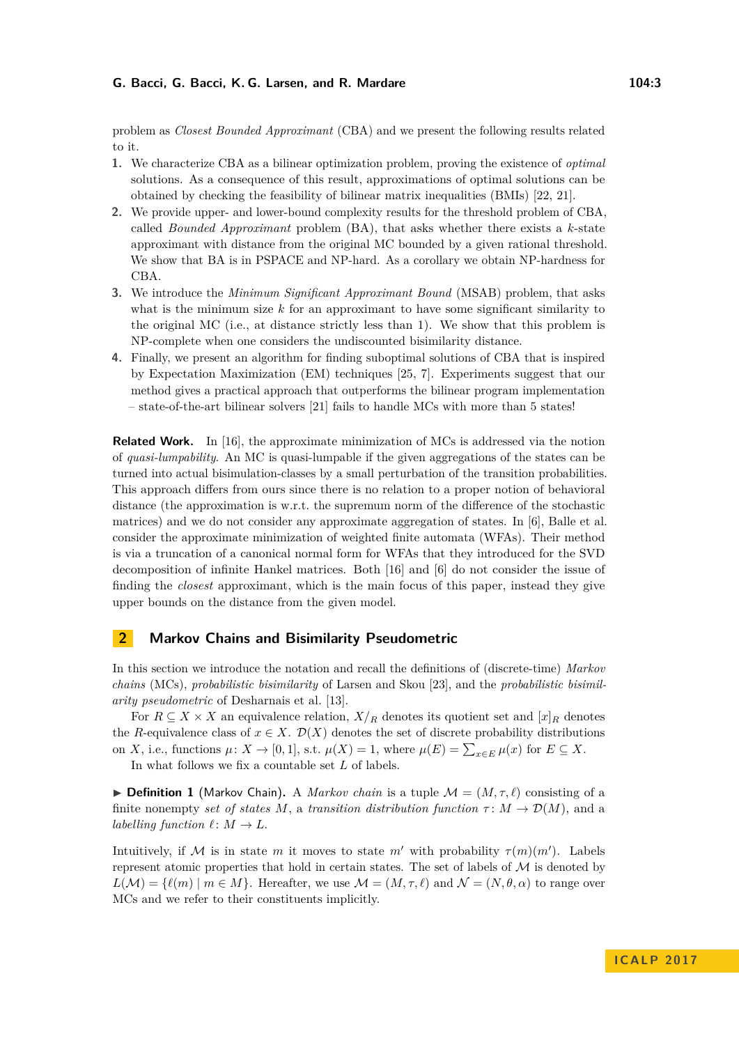problem as *Closest Bounded Approximant* (CBA) and we present the following results related to it.

1. We characterize CBA as a bilinear optimization problem, proving the existence of *optimal* solutions. As a consequence of this result, approximations of optimal solutions can be obtained by checking the feasibility of bilinear matrix inequalities (BMIs) [22, 21].
2. We provide upper- and lower-bound complexity results for the threshold problem of CBA, called *Bounded Approximant* problem (BA), that asks whether there exists a $k$-state approximant with distance from the original MC bounded by a given rational threshold. We show that BA is in PSPACE and NP-hard. As a corollary we obtain NP-hardness for CBA.
3. We introduce the *Minimum Significant Approximant Bound* (MSAB) problem, that asks what is the minimum size $k$ for an approximant to have some significant similarity to the original MC (i.e., at distance strictly less than 1). We show that this problem is NP-complete when one considers the undiscounted bisimilarity distance.
4. Finally, we present an algorithm for finding suboptimal solutions of CBA that is inspired by Expectation Maximization (EM) techniques [25, 7]. Experiments suggest that our method gives a practical approach that outperforms the bilinear program implementation – state-of-the-art bilinear solvers [21] fails to handle MCs with more than 5 states!

**Related Work.** In [16], the approximate minimization of MCs is addressed via the notion of *quasi-lumpability*. An MC is quasi-lumpable if the given aggregations of the states can be turned into actual bisimulation-classes by a small perturbation of the transition probabilities. This approach differs from ours since there is no relation to a proper notion of behavioral distance (the approximation is w.r.t. the supremum norm of the difference of the stochastic matrices) and we do not consider any approximate aggregation of states. In [6], Balle et al. consider the approximate minimization of weighted finite automata (WFAs). Their method is via a truncation of a canonical normal form for WFAs that they introduced for the SVD decomposition of infinite Hankel matrices. Both [16] and [6] do not consider the issue of finding the *closest* approximant, which is the main focus of this paper, instead they give upper bounds on the distance from the given model.

## 2 Markov Chains and Bisimilarity Pseudometric

In this section we introduce the notation and recall the definitions of (discrete-time) *Markov chains* (MCs), *probabilistic bisimilarity* of Larsen and Skou [23], and the *probabilistic bisimilarity pseudometric* of Desharnais et al. [13].

For $R \subseteq X \times X$ an equivalence relation, $X/_R$ denotes its quotient set and $[x]_R$ denotes the $R$-equivalence class of $x \in X$. $\mathcal{D}(X)$ denotes the set of discrete probability distributions on $X$, i.e., functions $\mu \colon X \to [0,1]$, s.t. $\mu(X) = 1$, where $\mu(E) = \sum_{x \in E} \mu(x)$ for $E \subseteq X$.

In what follows we fix a countable set $L$ of labels.

▶ **Definition 1** (Markov Chain). A *Markov chain* is a tuple $\mathcal{M} = (M, \tau, \ell)$ consisting of a finite nonempty *set of states* $M$, a *transition distribution function* $\tau \colon M \to \mathcal{D}(M)$, and a *labelling function* $\ell \colon M \to L$.

Intuitively, if $\mathcal{M}$ is in state $m$ it moves to state $m'$ with probability $\tau(m)(m')$. Labels represent atomic properties that hold in certain states. The set of labels of $\mathcal{M}$ is denoted by $L(\mathcal{M}) = \{\ell(m) \mid m \in M\}$. Hereafter, we use $\mathcal{M} = (M, \tau, \ell)$ and $\mathcal{N} = (N, \theta, \alpha)$ to range over MCs and we refer to their constituents implicitly.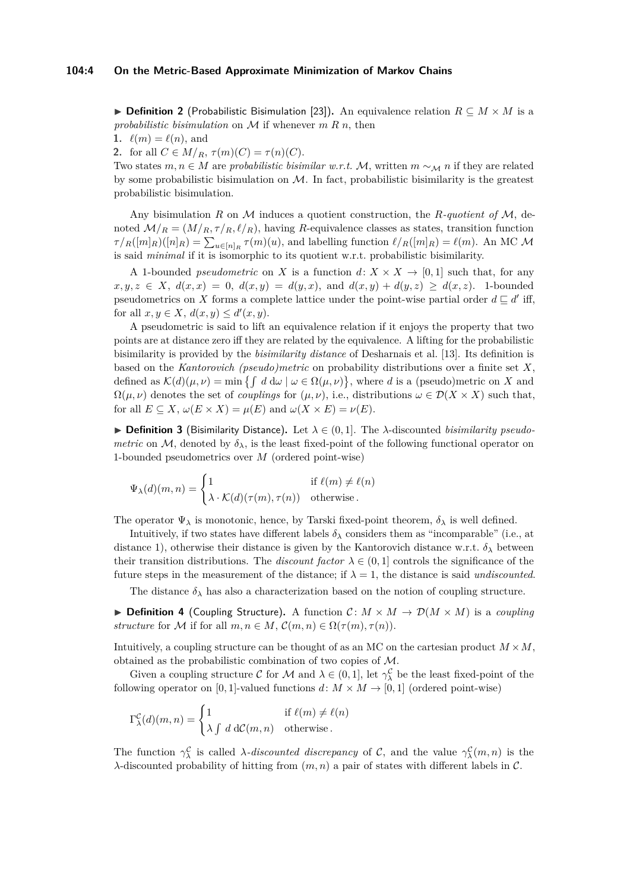▶ **Definition 2** (Probabilistic Bisimulation [23]). An equivalence relation $R \subseteq M \times M$ is a *probabilistic bisimulation* on $\mathcal{M}$ if whenever $m \mathrel{R} n$, then

1. $\ell(m) = \ell(n)$, and
2. for all $C \in M/_R$, $\tau(m)(C) = \tau(n)(C)$.

Two states $m, n \in M$ are *probabilistic bisimilar w.r.t.* $\mathcal{M}$, written $m \sim_{\mathcal{M}} n$ if they are related by some probabilistic bisimulation on $\mathcal{M}$. In fact, probabilistic bisimilarity is the greatest probabilistic bisimulation.

Any bisimulation $R$ on $\mathcal{M}$ induces a quotient construction, the *$R$-quotient of* $\mathcal{M}$, denoted $\mathcal{M}/_R = (M/_R, \tau/_R, \ell/_R)$, having $R$-equivalence classes as states, transition function $\tau/_R([m]_R)([n]_R) = \sum_{u \in [n]_R} \tau(m)(u)$, and labelling function $\ell/_R([m]_R) = \ell(m)$. An MC $\mathcal{M}$ is said *minimal* if it is isomorphic to its quotient w.r.t. probabilistic bisimilarity.

A 1-bounded *pseudometric* on $X$ is a function $d \colon X \times X \to [0,1]$ such that, for any $x, y, z \in X$, $d(x,x) = 0$, $d(x,y) = d(y,x)$, and $d(x,y) + d(y,z) \geq d(x,z)$. 1-bounded pseudometrics on $X$ forms a complete lattice under the point-wise partial order $d \sqsubseteq d'$ iff, for all $x, y \in X$, $d(x,y) \leq d'(x,y)$.

A pseudometric is said to lift an equivalence relation if it enjoys the property that two points are at distance zero iff they are related by the equivalence. A lifting for the probabilistic bisimilarity is provided by the *bisimilarity distance* of Desharnais et al. [13]. Its definition is based on the *Kantorovich (pseudo)metric* on probability distributions over a finite set $X$, defined as $\mathcal{K}(d)(\mu,\nu) = \min \left\{ \int d \, \mathrm{d}\omega \mid \omega \in \Omega(\mu,\nu) \right\}$, where $d$ is a (pseudo)metric on $X$ and $\Omega(\mu,\nu)$ denotes the set of *couplings* for $(\mu,\nu)$, i.e., distributions $\omega \in \mathcal{D}(X \times X)$ such that, for all $E \subseteq X$, $\omega(E \times X) = \mu(E)$ and $\omega(X \times E) = \nu(E)$.

▶ **Definition 3** (Bisimilarity Distance). Let $\lambda \in (0,1]$. The $\lambda$-discounted *bisimilarity pseudometric* on $\mathcal{M}$, denoted by $\delta_\lambda$, is the least fixed-point of the following functional operator on 1-bounded pseudometrics over $M$ (ordered point-wise)

$$\Psi_\lambda(d)(m,n) = \begin{cases} 1 & \text{if } \ell(m) \neq \ell(n) \\ \lambda \cdot \mathcal{K}(d)(\tau(m), \tau(n)) & \text{otherwise}. \end{cases}$$

The operator $\Psi_\lambda$ is monotonic, hence, by Tarski fixed-point theorem, $\delta_\lambda$ is well defined.

Intuitively, if two states have different labels $\delta_\lambda$ considers them as "incomparable" (i.e., at distance 1), otherwise their distance is given by the Kantorovich distance w.r.t. $\delta_\lambda$ between their transition distributions. The *discount factor* $\lambda \in (0,1]$ controls the significance of the future steps in the measurement of the distance; if $\lambda = 1$, the distance is said *undiscounted*.

The distance $\delta_\lambda$ has also a characterization based on the notion of coupling structure.

▶ **Definition 4** (Coupling Structure). A function $\mathcal{C} \colon M \times M \to \mathcal{D}(M \times M)$ is a *coupling structure* for $\mathcal{M}$ if for all $m, n \in M$, $\mathcal{C}(m,n) \in \Omega(\tau(m), \tau(n))$.

Intuitively, a coupling structure can be thought of as an MC on the cartesian product $M \times M$, obtained as the probabilistic combination of two copies of $\mathcal{M}$.

Given a coupling structure $\mathcal{C}$ for $\mathcal{M}$ and $\lambda \in (0,1]$, let $\gamma_\lambda^{\mathcal{C}}$ be the least fixed-point of the following operator on $[0,1]$-valued functions $d \colon M \times M \to [0,1]$ (ordered point-wise)

$$\Gamma_\lambda^{\mathcal{C}}(d)(m,n) = \begin{cases} 1 & \text{if } \ell(m) \neq \ell(n) \\ \lambda \int d \, \mathrm{d}\mathcal{C}(m,n) & \text{otherwise}. \end{cases}$$

The function $\gamma_\lambda^{\mathcal{C}}$ is called *$\lambda$-discounted discrepancy* of $\mathcal{C}$, and the value $\gamma_\lambda^{\mathcal{C}}(m,n)$ is the $\lambda$-discounted probability of hitting from $(m,n)$ a pair of states with different labels in $\mathcal{C}$.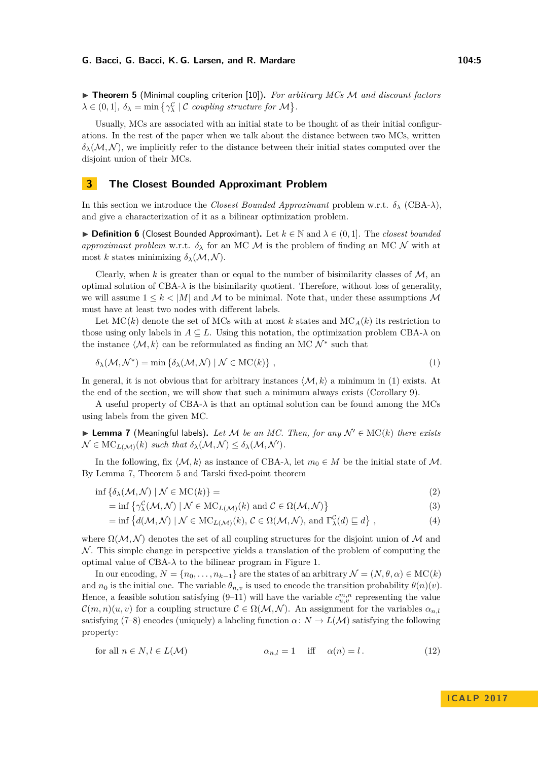▶ **Theorem 5** (Minimal coupling criterion [10])**.** *For arbitrary MCs $\mathcal{M}$ and discount factors $\lambda \in (0,1]$, $\delta_\lambda = \min \{ \gamma_\lambda^{\mathcal{C}} \mid \mathcal{C}$ coupling structure for $\mathcal{M} \}$.*

Usually, MCs are associated with an initial state to be thought of as their initial configurations. In the rest of the paper when we talk about the distance between two MCs, written $\delta_\lambda(\mathcal{M}, \mathcal{N})$, we implicitly refer to the distance between their initial states computed over the disjoint union of their MCs.

## 3 The Closest Bounded Approximant Problem

In this section we introduce the *Closest Bounded Approximant* problem w.r.t. $\delta_\lambda$ (CBA-$\lambda$), and give a characterization of it as a bilinear optimization problem.

▶ **Definition 6** (Closest Bounded Approximant)**.** Let $k \in \mathbb{N}$ and $\lambda \in (0,1]$. The *closest bounded approximant problem* w.r.t. $\delta_\lambda$ for an MC $\mathcal{M}$ is the problem of finding an MC $\mathcal{N}$ with at most $k$ states minimizing $\delta_\lambda(\mathcal{M}, \mathcal{N})$.

Clearly, when $k$ is greater than or equal to the number of bisimilarity classes of $\mathcal{M}$, an optimal solution of CBA-$\lambda$ is the bisimilarity quotient. Therefore, without loss of generality, we will assume $1 \leq k < |M|$ and $\mathcal{M}$ to be minimal. Note that, under these assumptions $\mathcal{M}$ must have at least two nodes with different labels.

Let $\mathrm{MC}(k)$ denote the set of MCs with at most $k$ states and $\mathrm{MC}_A(k)$ its restriction to those using only labels in $A \subseteq L$. Using this notation, the optimization problem CBA-$\lambda$ on the instance $\langle \mathcal{M}, k \rangle$ can be reformulated as finding an MC $\mathcal{N}^*$ such that

$$\delta_\lambda(\mathcal{M}, \mathcal{N}^*) = \min \{ \delta_\lambda(\mathcal{M}, \mathcal{N}) \mid \mathcal{N} \in \mathrm{MC}(k) \} \; , \tag{1}$$

In general, it is not obvious that for arbitrary instances $\langle \mathcal{M}, k \rangle$ a minimum in (1) exists. At the end of the section, we will show that such a minimum always exists (Corollary 9).

A useful property of CBA-$\lambda$ is that an optimal solution can be found among the MCs using labels from the given MC.

▶ **Lemma 7** (Meaningful labels)**.** *Let $\mathcal{M}$ be an MC. Then, for any $\mathcal{N}' \in \mathrm{MC}(k)$ there exists $\mathcal{N} \in \mathrm{MC}_{L(\mathcal{M})}(k)$ such that $\delta_\lambda(\mathcal{M}, \mathcal{N}) \leq \delta_\lambda(\mathcal{M}, \mathcal{N}')$.*

In the following, fix $\langle \mathcal{M}, k \rangle$ as instance of CBA-$\lambda$, let $m_0 \in M$ be the initial state of $\mathcal{M}$. By Lemma 7, Theorem 5 and Tarski fixed-point theorem

$$\inf \{ \delta_\lambda(\mathcal{M}, \mathcal{N}) \mid \mathcal{N} \in \mathrm{MC}(k) \} = \tag{2}$$

$$= \inf \{ \gamma_\lambda^{\mathcal{C}}(\mathcal{M}, \mathcal{N}) \mid \mathcal{N} \in \mathrm{MC}_{L(\mathcal{M})}(k) \text{ and } \mathcal{C} \in \Omega(\mathcal{M}, \mathcal{N}) \} \tag{3}$$

$$= \inf \{ d(\mathcal{M}, \mathcal{N}) \mid \mathcal{N} \in \mathrm{MC}_{L(\mathcal{M})}(k),\, \mathcal{C} \in \Omega(\mathcal{M}, \mathcal{N}), \text{ and } \Gamma_\lambda^{\mathcal{C}}(d) \sqsubseteq d \} \; , \tag{4}$$

where $\Omega(\mathcal{M}, \mathcal{N})$ denotes the set of all coupling structures for the disjoint union of $\mathcal{M}$ and $\mathcal{N}$. This simple change in perspective yields a translation of the problem of computing the optimal value of CBA-$\lambda$ to the bilinear program in Figure 1.

In our encoding, $N = \{n_0, \dots, n_{k-1}\}$ are the states of an arbitrary $\mathcal{N} = (N, \theta, \alpha) \in \mathrm{MC}(k)$ and $n_0$ is the initial one. The variable $\theta_{n,v}$ is used to encode the transition probability $\theta(n)(v)$. Hence, a feasible solution satisfying (9–11) will have the variable $c_{u,v}^{m,n}$ representing the value $\mathcal{C}(m,n)(u,v)$ for a coupling structure $\mathcal{C} \in \Omega(\mathcal{M}, \mathcal{N})$. An assignment for the variables $\alpha_{n,l}$ satisfying (7–8) encodes (uniquely) a labeling function $\alpha \colon N \to L(\mathcal{M})$ satisfying the following property:

$$\text{for all } n \in N, l \in L(\mathcal{M}) \qquad\qquad \alpha_{n,l} = 1 \quad \text{iff} \quad \alpha(n) = l \, . \tag{12}$$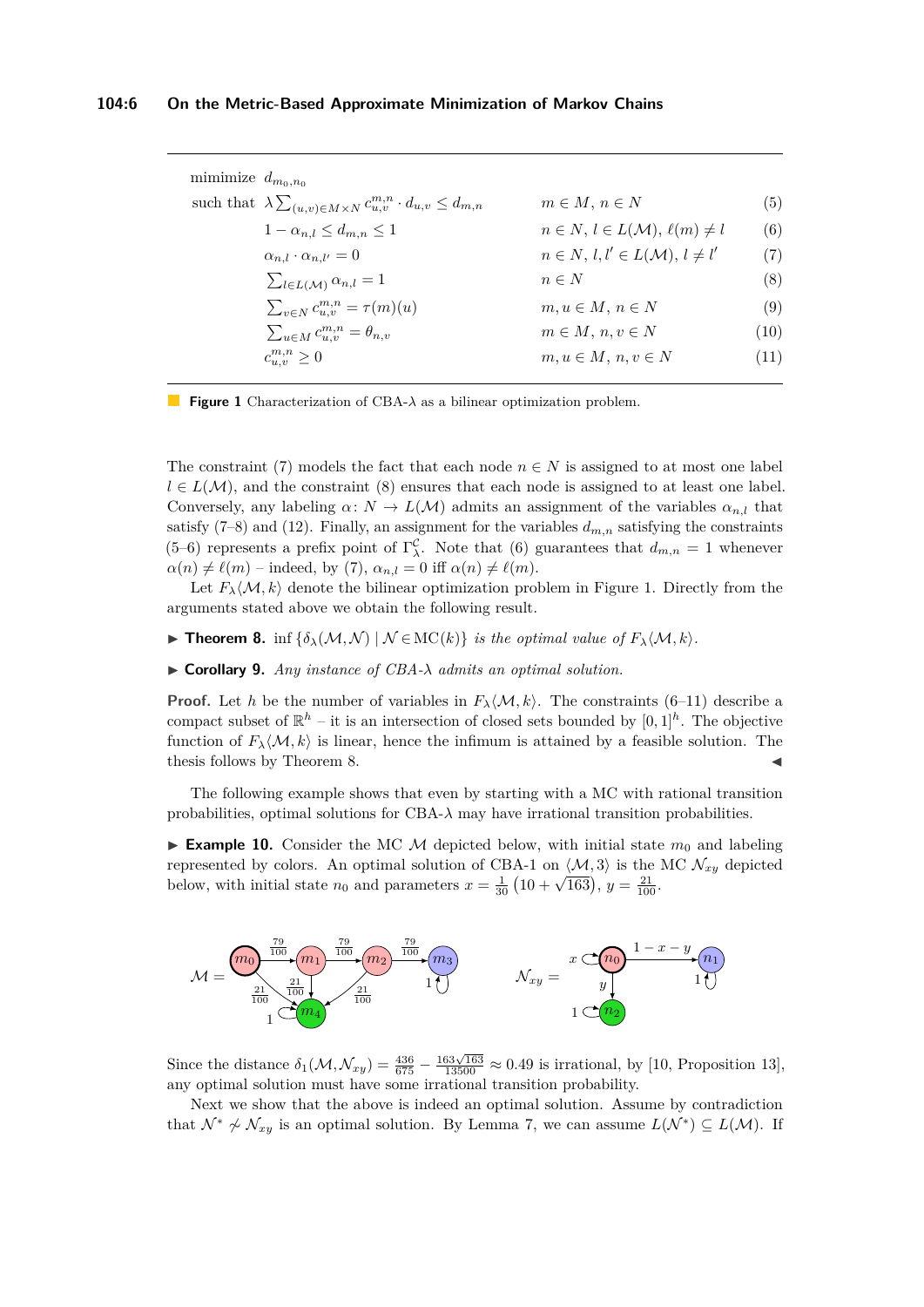$$
\begin{array}{lll}
\text{mimimize} & d_{m_0,n_0} & \\
\text{such that} & \lambda \sum_{(u,v)\in M\times N} c^{m,n}_{u,v} \cdot d_{u,v} \leq d_{m,n} & m \in M,\, n \in N \quad (5)\\
& 1 - \alpha_{n,l} \leq d_{m,n} \leq 1 & n \in N,\, l \in L(\mathcal{M}),\, \ell(m) \neq l \quad (6)\\
& \alpha_{n,l} \cdot \alpha_{n,l'} = 0 & n \in N,\, l, l' \in L(\mathcal{M}),\, l \neq l' \quad (7)\\
& \sum_{l \in L(\mathcal{M})} \alpha_{n,l} = 1 & n \in N \quad (8)\\
& \sum_{v \in N} c^{m,n}_{u,v} = \tau(m)(u) & m, u \in M,\, n \in N \quad (9)\\
& \sum_{u \in M} c^{m,n}_{u,v} = \theta_{n,v} & m \in M,\, n, v \in N \quad (10)\\
& c^{m,n}_{u,v} \geq 0 & m, u \in M,\, n, v \in N \quad (11)
\end{array}
$$

**Figure 1** Characterization of CBA-$\lambda$ as a bilinear optimization problem.

The constraint (7) models the fact that each node $n \in N$ is assigned to at most one label $l \in L(\mathcal{M})$, and the constraint (8) ensures that each node is assigned to at least one label. Conversely, any labeling $\alpha \colon N \to L(\mathcal{M})$ admits an assignment of the variables $\alpha_{n,l}$ that satisfy (7–8) and (12). Finally, an assignment for the variables $d_{m,n}$ satisfying the constraints (5–6) represents a prefix point of $\Gamma^{\mathcal{C}}_{\lambda}$. Note that (6) guarantees that $d_{m,n} = 1$ whenever $\alpha(n) \neq \ell(m)$ – indeed, by (7), $\alpha_{n,l} = 0$ iff $\alpha(n) \neq \ell(m)$.

Let $F_\lambda\langle \mathcal{M}, k\rangle$ denote the bilinear optimization problem in Figure 1. Directly from the arguments stated above we obtain the following result.

▶ **Theorem 8.** $\inf \{\delta_\lambda(\mathcal{M}, \mathcal{N}) \mid \mathcal{N} \in \mathrm{MC}(k)\}$ *is the optimal value of* $F_\lambda\langle \mathcal{M}, k\rangle$.

▶ **Corollary 9.** *Any instance of CBA-$\lambda$ admits an optimal solution.*

**Proof.** Let $h$ be the number of variables in $F_\lambda\langle \mathcal{M}, k\rangle$. The constraints (6–11) describe a compact subset of $\mathbb{R}^h$ – it is an intersection of closed sets bounded by $[0,1]^h$. The objective function of $F_\lambda\langle \mathcal{M}, k\rangle$ is linear, hence the infimum is attained by a feasible solution. The thesis follows by Theorem 8. ◀

The following example shows that even by starting with a MC with rational transition probabilities, optimal solutions for CBA-$\lambda$ may have irrational transition probabilities.

▶ **Example 10.** Consider the MC $\mathcal{M}$ depicted below, with initial state $m_0$ and labeling represented by colors. An optimal solution of CBA-1 on $\langle \mathcal{M}, 3\rangle$ is the MC $\mathcal{N}_{xy}$ depicted below, with initial state $n_0$ and parameters $x = \frac{1}{30}\left(10 + \sqrt{163}\right)$, $y = \frac{21}{100}$.

Since the distance $\delta_1(\mathcal{M}, \mathcal{N}_{xy}) = \frac{436}{675} - \frac{163\sqrt{163}}{13500} \approx 0.49$ is irrational, by [10, Proposition 13], any optimal solution must have some irrational transition probability.

Next we show that the above is indeed an optimal solution. Assume by contradiction that $\mathcal{N}^* \not\sim \mathcal{N}_{xy}$ is an optimal solution. By Lemma 7, we can assume $L(\mathcal{N}^*) \subseteq L(\mathcal{M})$. If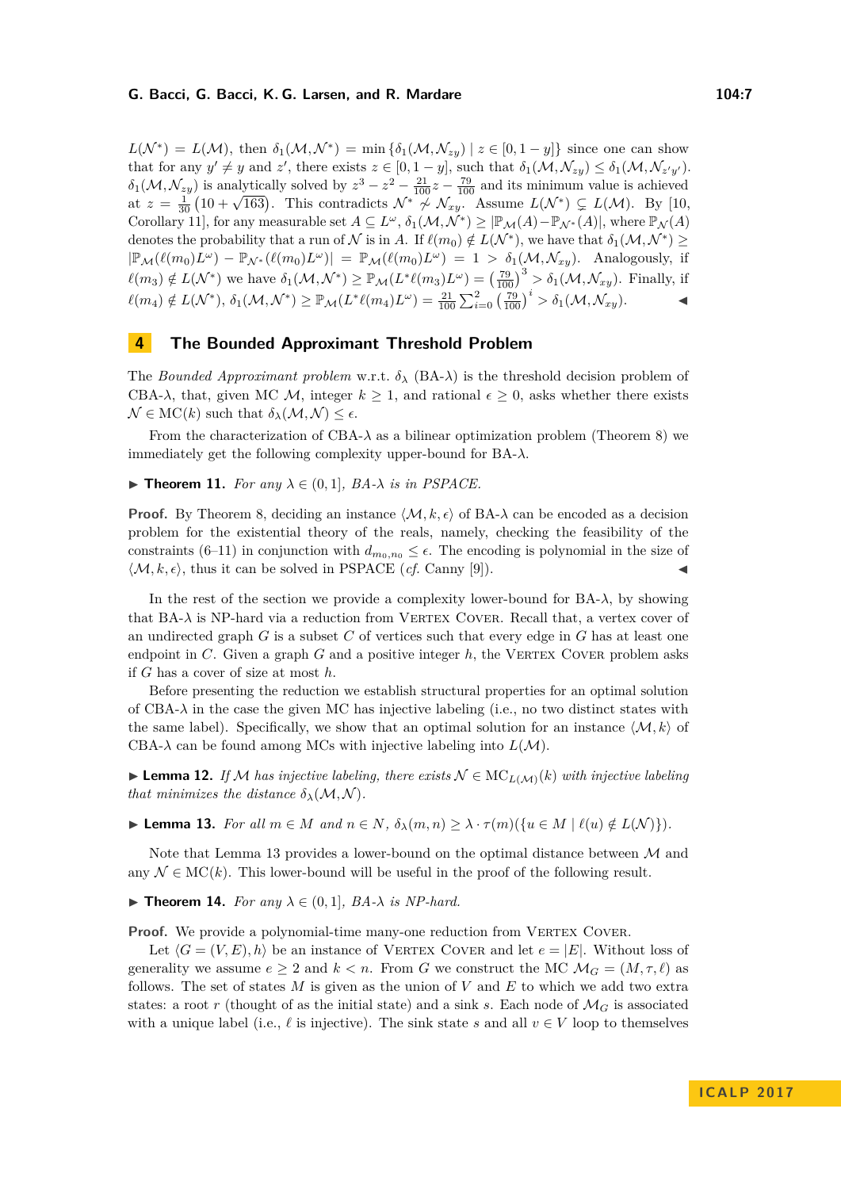$L(\mathcal{N}^*) = L(\mathcal{M})$, then $\delta_1(\mathcal{M}, \mathcal{N}^*) = \min\{\delta_1(\mathcal{M}, \mathcal{N}_{zy}) \mid z \in [0, 1-y]\}$ since one can show that for any $y' \neq y$ and $z'$, there exists $z \in [0, 1-y]$, such that $\delta_1(\mathcal{M}, \mathcal{N}_{zy}) \leq \delta_1(\mathcal{M}, \mathcal{N}_{z'y'})$. $\delta_1(\mathcal{M}, \mathcal{N}_{zy})$ is analytically solved by $z^3 - z^2 - \frac{21}{100}z - \frac{79}{100}$ and its minimum value is achieved at $z = \frac{1}{30}\left(10 + \sqrt{163}\right)$. This contradicts $\mathcal{N}^* \not\sim \mathcal{N}_{xy}$. Assume $L(\mathcal{N}^*) \subsetneq L(\mathcal{M})$. By [10, Corollary 11], for any measurable set $A \subseteq L^\omega$, $\delta_1(\mathcal{M}, \mathcal{N}^*) \geq |\mathbb{P}_\mathcal{M}(A) - \mathbb{P}_{\mathcal{N}^*}(A)|$, where $\mathbb{P}_\mathcal{N}(A)$ denotes the probability that a run of $\mathcal{N}$ is in $A$. If $\ell(m_0) \notin L(\mathcal{N}^*)$, we have that $\delta_1(\mathcal{M}, \mathcal{N}^*) \geq |\mathbb{P}_\mathcal{M}(\ell(m_0)L^\omega) - \mathbb{P}_{\mathcal{N}^*}(\ell(m_0)L^\omega)| = \mathbb{P}_\mathcal{M}(\ell(m_0)L^\omega) = 1 > \delta_1(\mathcal{M}, \mathcal{N}_{xy})$. Analogously, if $\ell(m_3) \notin L(\mathcal{N}^*)$ we have $\delta_1(\mathcal{M}, \mathcal{N}^*) \geq \mathbb{P}_\mathcal{M}(L^*\ell(m_3)L^\omega) = \left(\frac{79}{100}\right)^3 > \delta_1(\mathcal{M}, \mathcal{N}_{xy})$. Finally, if $\ell(m_4) \notin L(\mathcal{N}^*)$, $\delta_1(\mathcal{M}, \mathcal{N}^*) \geq \mathbb{P}_\mathcal{M}(L^*\ell(m_4)L^\omega) = \frac{21}{100}\sum_{i=0}^{2}\left(\frac{79}{100}\right)^i > \delta_1(\mathcal{M}, \mathcal{N}_{xy})$. ◀

# 4 The Bounded Approximant Threshold Problem

The *Bounded Approximant problem* w.r.t. $\delta_\lambda$ (BA-$\lambda$) is the threshold decision problem of CBA-$\lambda$, that, given MC $\mathcal{M}$, integer $k \geq 1$, and rational $\epsilon \geq 0$, asks whether there exists $\mathcal{N} \in \mathrm{MC}(k)$ such that $\delta_\lambda(\mathcal{M}, \mathcal{N}) \leq \epsilon$.

From the characterization of CBA-$\lambda$ as a bilinear optimization problem (Theorem 8) we immediately get the following complexity upper-bound for BA-$\lambda$.

▶ **Theorem 11.** *For any $\lambda \in (0, 1]$, BA-$\lambda$ is in PSPACE.*

**Proof.** By Theorem 8, deciding an instance $\langle \mathcal{M}, k, \epsilon \rangle$ of BA-$\lambda$ can be encoded as a decision problem for the existential theory of the reals, namely, checking the feasibility of the constraints (6–11) in conjunction with $d_{m_0,n_0} \leq \epsilon$. The encoding is polynomial in the size of $\langle \mathcal{M}, k, \epsilon \rangle$, thus it can be solved in PSPACE (*cf.* Canny [9]). ◀

In the rest of the section we provide a complexity lower-bound for BA-$\lambda$, by showing that BA-$\lambda$ is NP-hard via a reduction from Vertex Cover. Recall that, a vertex cover of an undirected graph $G$ is a subset $C$ of vertices such that every edge in $G$ has at least one endpoint in $C$. Given a graph $G$ and a positive integer $h$, the Vertex Cover problem asks if $G$ has a cover of size at most $h$.

Before presenting the reduction we establish structural properties for an optimal solution of CBA-$\lambda$ in the case the given MC has injective labeling (i.e., no two distinct states with the same label). Specifically, we show that an optimal solution for an instance $\langle \mathcal{M}, k \rangle$ of CBA-$\lambda$ can be found among MCs with injective labeling into $L(\mathcal{M})$.

▶ **Lemma 12.** *If $\mathcal{M}$ has injective labeling, there exists $\mathcal{N} \in \mathrm{MC}_{L(\mathcal{M})}(k)$ with injective labeling that minimizes the distance $\delta_\lambda(\mathcal{M}, \mathcal{N})$.*

▶ **Lemma 13.** *For all $m \in M$ and $n \in N$, $\delta_\lambda(m, n) \geq \lambda \cdot \tau(m)(\{u \in M \mid \ell(u) \notin L(\mathcal{N})\})$.*

Note that Lemma 13 provides a lower-bound on the optimal distance between $\mathcal{M}$ and any $\mathcal{N} \in \mathrm{MC}(k)$. This lower-bound will be useful in the proof of the following result.

▶ **Theorem 14.** *For any $\lambda \in (0, 1]$, BA-$\lambda$ is NP-hard.*

**Proof.** We provide a polynomial-time many-one reduction from Vertex Cover.

Let $\langle G = (V, E), h \rangle$ be an instance of Vertex Cover and let $e = |E|$. Without loss of generality we assume $e \geq 2$ and $k < n$. From $G$ we construct the MC $\mathcal{M}_G = (M, \tau, \ell)$ as follows. The set of states $M$ is given as the union of $V$ and $E$ to which we add two extra states: a root $r$ (thought of as the initial state) and a sink $s$. Each node of $\mathcal{M}_G$ is associated with a unique label (i.e., $\ell$ is injective). The sink state $s$ and all $v \in V$ loop to themselves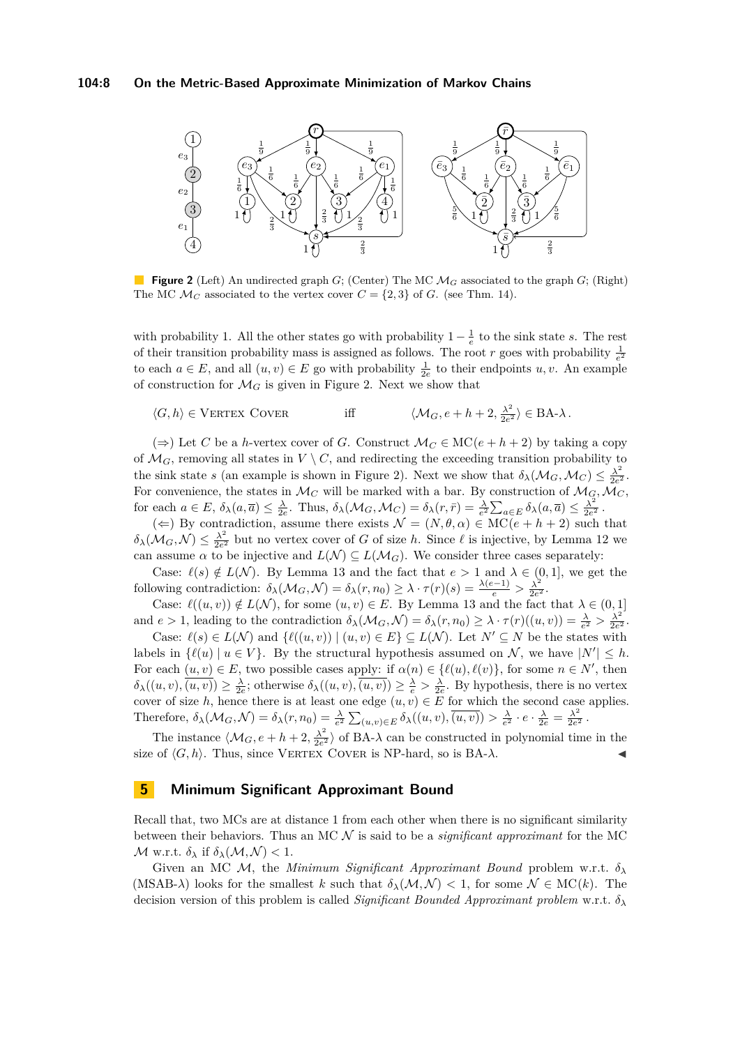**Figure 2** (Left) An undirected graph $G$; (Center) The MC $\mathcal{M}_G$ associated to the graph $G$; (Right) The MC $\mathcal{M}_C$ associated to the vertex cover $C = \{2, 3\}$ of $G$. (see Thm. 14).

with probability 1. All the other states go with probability $1 - \frac{1}{e}$ to the sink state $s$. The rest of their transition probability mass is assigned as follows. The root $r$ goes with probability $\frac{1}{e^2}$ to each $a \in E$, and all $(u, v) \in E$ go with probability $\frac{1}{2e}$ to their endpoints $u, v$. An example of construction for $\mathcal{M}_G$ is given in Figure 2. Next we show that

$$\langle G, h \rangle \in \text{VERTEX COVER} \qquad \text{iff} \qquad \langle \mathcal{M}_G, e + h + 2, \tfrac{\lambda^2}{2e^2} \rangle \in \text{BA-}\lambda\,.$$

($\Rightarrow$) Let $C$ be a $h$-vertex cover of $G$. Construct $\mathcal{M}_C \in \text{MC}(e + h + 2)$ by taking a copy of $\mathcal{M}_G$, removing all states in $V \setminus C$, and redirecting the exceeding transition probability to the sink state $s$ (an example is shown in Figure 2). Next we show that $\delta_\lambda(\mathcal{M}_G, \mathcal{M}_C) \leq \frac{\lambda^2}{2e^2}$. For convenience, the states in $\mathcal{M}_C$ will be marked with a bar. By construction of $\mathcal{M}_G, \mathcal{M}_C$, for each $a \in E$, $\delta_\lambda(a, \overline{a}) \leq \frac{\lambda}{2e}$. Thus, $\delta_\lambda(\mathcal{M}_G, \mathcal{M}_C) = \delta_\lambda(r, \bar{r}) = \frac{\lambda}{e^2} \sum_{a \in E} \delta_\lambda(a, \overline{a}) \leq \frac{\lambda^2}{2e^2}$.

($\Leftarrow$) By contradiction, assume there exists $\mathcal{N} = (N, \theta, \alpha) \in \text{MC}(e + h + 2)$ such that $\delta_\lambda(\mathcal{M}_G, \mathcal{N}) \leq \frac{\lambda^2}{2e^2}$ but no vertex cover of $G$ of size $h$. Since $\ell$ is injective, by Lemma 12 we can assume $\alpha$ to be injective and $L(\mathcal{N}) \subseteq L(\mathcal{M}_G)$. We consider three cases separately:

Case: $\ell(s) \notin L(\mathcal{N})$. By Lemma 13 and the fact that $e > 1$ and $\lambda \in (0, 1]$, we get the following contradiction: $\delta_\lambda(\mathcal{M}_G, \mathcal{N}) = \delta_\lambda(r, n_0) \geq \lambda \cdot \tau(r)(s) = \frac{\lambda(e-1)}{e} > \frac{\lambda^2}{2e^2}$.

Case: $\ell((u, v)) \notin L(\mathcal{N})$, for some $(u, v) \in E$. By Lemma 13 and the fact that $\lambda \in (0, 1]$ and $e > 1$, leading to the contradiction $\delta_\lambda(\mathcal{M}_G, \mathcal{N}) = \delta_\lambda(r, n_0) \geq \lambda \cdot \tau(r)((u, v)) = \frac{\lambda}{e^2} > \frac{\lambda^2}{2e^2}$.

Case: $\ell(s) \in L(\mathcal{N})$ and $\{\ell((u, v)) \mid (u, v) \in E\} \subseteq L(\mathcal{N})$. Let $N' \subseteq N$ be the states with labels in $\{\ell(u) \mid u \in V\}$. By the structural hypothesis assumed on $\mathcal{N}$, we have $|N'| \leq h$. For each $(u, v) \in E$, two possible cases apply: if $\alpha(n) \in \{\ell(u), \ell(v)\}$, for some $n \in N'$, then $\delta_\lambda((u, v), \overline{(u, v)}) \geq \frac{\lambda}{2e}$; otherwise $\delta_\lambda((u, v), \overline{(u, v)}) \geq \frac{\lambda}{e} > \frac{\lambda}{2e}$. By hypothesis, there is no vertex cover of size $h$, hence there is at least one edge $(u, v) \in E$ for which the second case applies. Therefore, $\delta_\lambda(\mathcal{M}_G, \mathcal{N}) = \delta_\lambda(r, n_0) = \frac{\lambda}{e^2} \sum_{(u,v) \in E} \delta_\lambda((u, v), \overline{(u, v)}) > \frac{\lambda}{e^2} \cdot e \cdot \frac{\lambda}{2e} = \frac{\lambda^2}{2e^2}$.

The instance $\langle \mathcal{M}_G, e + h + 2, \frac{\lambda^2}{2e^2} \rangle$ of BA-$\lambda$ can be constructed in polynomial time in the size of $\langle G, h \rangle$. Thus, since VERTEX COVER is NP-hard, so is BA-$\lambda$. ◀

## 5 Minimum Significant Approximant Bound

Recall that, two MCs are at distance 1 from each other when there is no significant similarity between their behaviors. Thus an MC $\mathcal{N}$ is said to be a *significant approximant* for the MC $\mathcal{M}$ w.r.t. $\delta_\lambda$ if $\delta_\lambda(\mathcal{M}, \mathcal{N}) < 1$.

Given an MC $\mathcal{M}$, the *Minimum Significant Approximant Bound* problem w.r.t. $\delta_\lambda$ (MSAB-$\lambda$) looks for the smallest $k$ such that $\delta_\lambda(\mathcal{M}, \mathcal{N}) < 1$, for some $\mathcal{N} \in \text{MC}(k)$. The decision version of this problem is called *Significant Bounded Approximant problem* w.r.t. $\delta_\lambda$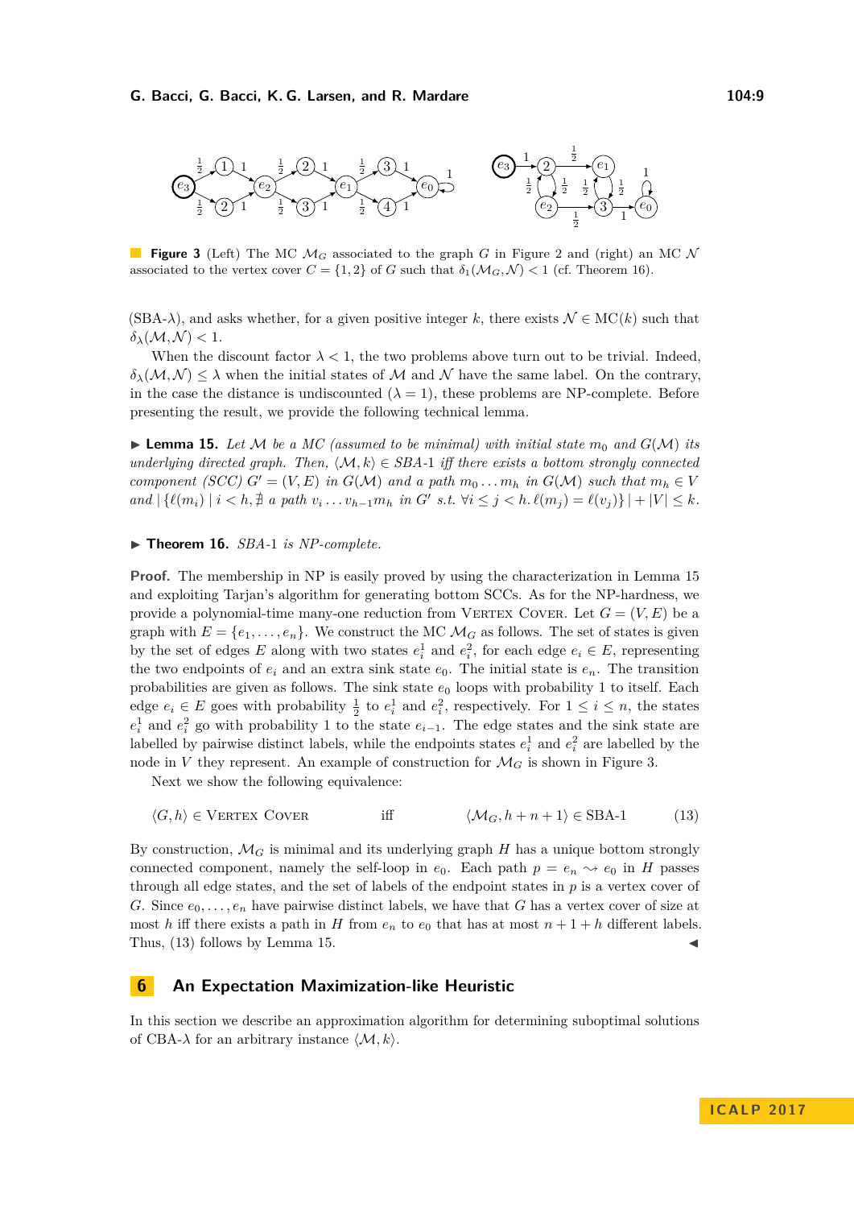**Figure 3** (Left) The MC $\mathcal{M}_G$ associated to the graph $G$ in Figure 2 and (right) an MC $\mathcal{N}$ associated to the vertex cover $C = \{1, 2\}$ of $G$ such that $\delta_1(\mathcal{M}_G, \mathcal{N}) < 1$ (cf. Theorem 16).

(SBA-$\lambda$), and asks whether, for a given positive integer $k$, there exists $\mathcal{N} \in \text{MC}(k)$ such that $\delta_\lambda(\mathcal{M}, \mathcal{N}) < 1$.

When the discount factor $\lambda < 1$, the two problems above turn out to be trivial. Indeed, $\delta_\lambda(\mathcal{M}, \mathcal{N}) \leq \lambda$ when the initial states of $\mathcal{M}$ and $\mathcal{N}$ have the same label. On the contrary, in the case the distance is undiscounted ($\lambda = 1$), these problems are NP-complete. Before presenting the result, we provide the following technical lemma.

▶ **Lemma 15.** *Let $\mathcal{M}$ be a MC (assumed to be minimal) with initial state $m_0$ and $G(\mathcal{M})$ its underlying directed graph. Then, $\langle \mathcal{M}, k \rangle \in$ SBA-1 iff there exists a bottom strongly connected component (SCC) $G' = (V, E)$ in $G(\mathcal{M})$ and a path $m_0 \dots m_h$ in $G(\mathcal{M})$ such that $m_h \in V$ and $|\{\ell(m_i) \mid i < h, \nexists \text{ a path } v_i \dots v_{h-1} m_h \text{ in } G' \text{ s.t. } \forall i \leq j < h.\, \ell(m_j) = \ell(v_j)\}| + |V| \leq k$.*

▶ **Theorem 16.** *SBA-1 is NP-complete.*

**Proof.** The membership in NP is easily proved by using the characterization in Lemma 15 and exploiting Tarjan's algorithm for generating bottom SCCs. As for the NP-hardness, we provide a polynomial-time many-one reduction from VERTEX COVER. Let $G = (V, E)$ be a graph with $E = \{e_1, \dots, e_n\}$. We construct the MC $\mathcal{M}_G$ as follows. The set of states is given by the set of edges $E$ along with two states $e_i^1$ and $e_i^2$, for each edge $e_i \in E$, representing the two endpoints of $e_i$ and an extra sink state $e_0$. The initial state is $e_n$. The transition probabilities are given as follows. The sink state $e_0$ loops with probability 1 to itself. Each edge $e_i \in E$ goes with probability $\frac{1}{2}$ to $e_i^1$ and $e_i^2$, respectively. For $1 \leq i \leq n$, the states $e_i^1$ and $e_i^2$ go with probability 1 to the state $e_{i-1}$. The edge states and the sink state are labelled by pairwise distinct labels, while the endpoints states $e_i^1$ and $e_i^2$ are labelled by the node in $V$ they represent. An example of construction for $\mathcal{M}_G$ is shown in Figure 3.

Next we show the following equivalence:

$$\langle G, h \rangle \in \text{VERTEX COVER} \qquad \text{iff} \qquad \langle \mathcal{M}_G, h + n + 1 \rangle \in \text{SBA-1} \tag{13}$$

By construction, $\mathcal{M}_G$ is minimal and its underlying graph $H$ has a unique bottom strongly connected component, namely the self-loop in $e_0$. Each path $p = e_n \rightsquigarrow e_0$ in $H$ passes through all edge states, and the set of labels of the endpoint states in $p$ is a vertex cover of $G$. Since $e_0, \dots, e_n$ have pairwise distinct labels, we have that $G$ has a vertex cover of size at most $h$ iff there exists a path in $H$ from $e_n$ to $e_0$ that has at most $n + 1 + h$ different labels. Thus, (13) follows by Lemma 15. ◀

## 6 An Expectation Maximization-like Heuristic

In this section we describe an approximation algorithm for determining suboptimal solutions of CBA-$\lambda$ for an arbitrary instance $\langle \mathcal{M}, k \rangle$.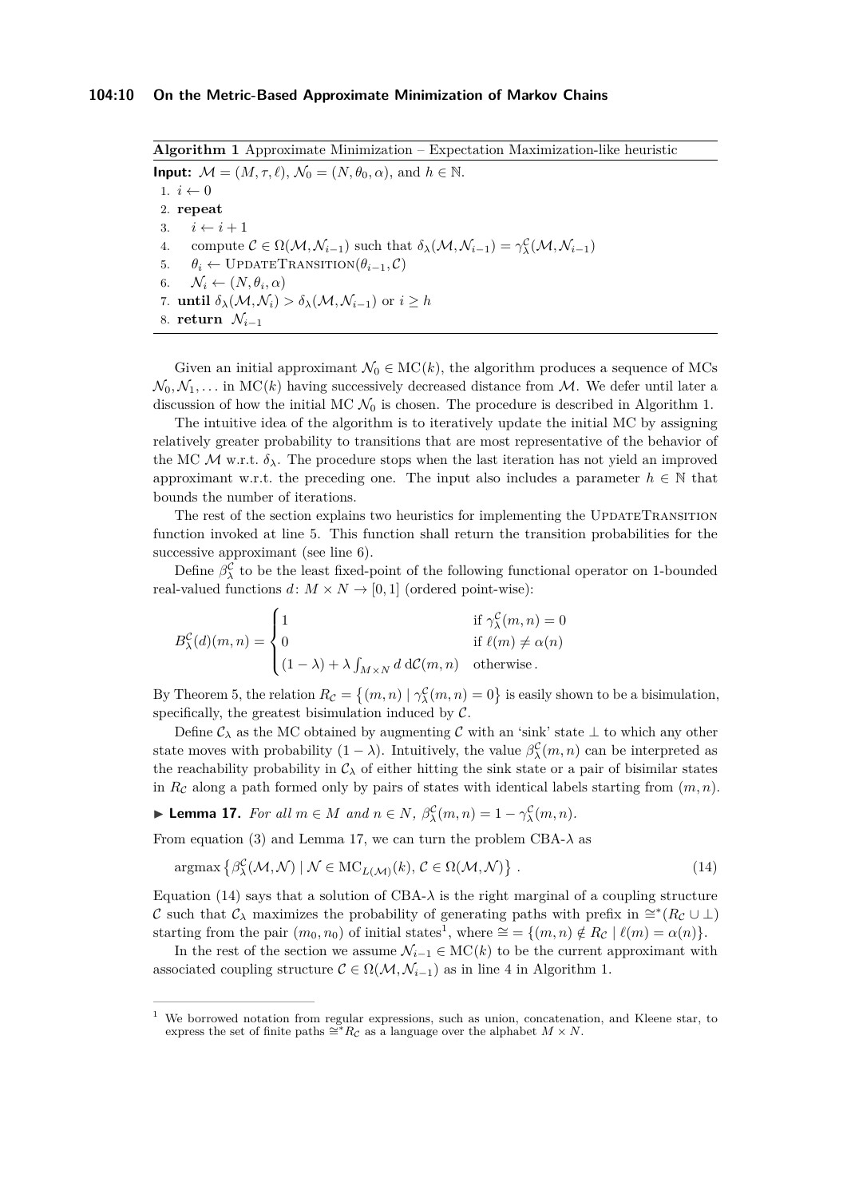**Algorithm 1** Approximate Minimization – Expectation Maximization-like heuristic

**Input:** $\mathcal{M} = (M, \tau, \ell)$, $\mathcal{N}_0 = (N, \theta_0, \alpha)$, and $h \in \mathbb{N}$.

1. $i \leftarrow 0$
2. **repeat**
3. $\quad i \leftarrow i + 1$
4. $\quad$ compute $\mathcal{C} \in \Omega(\mathcal{M}, \mathcal{N}_{i-1})$ such that $\delta_\lambda(\mathcal{M}, \mathcal{N}_{i-1}) = \gamma_\lambda^{\mathcal{C}}(\mathcal{M}, \mathcal{N}_{i-1})$
5. $\quad \theta_i \leftarrow \textsc{UpdateTransition}(\theta_{i-1}, \mathcal{C})$
6. $\quad \mathcal{N}_i \leftarrow (N, \theta_i, \alpha)$
7. **until** $\delta_\lambda(\mathcal{M}, \mathcal{N}_i) > \delta_\lambda(\mathcal{M}, \mathcal{N}_{i-1})$ or $i \geq h$
8. **return** $\mathcal{N}_{i-1}$

Given an initial approximant $\mathcal{N}_0 \in \text{MC}(k)$, the algorithm produces a sequence of MCs $\mathcal{N}_0, \mathcal{N}_1, \ldots$ in $\text{MC}(k)$ having successively decreased distance from $\mathcal{M}$. We defer until later a discussion of how the initial MC $\mathcal{N}_0$ is chosen. The procedure is described in Algorithm 1.

The intuitive idea of the algorithm is to iteratively update the initial MC by assigning relatively greater probability to transitions that are most representative of the behavior of the MC $\mathcal{M}$ w.r.t. $\delta_\lambda$. The procedure stops when the last iteration has not yield an improved approximant w.r.t. the preceding one. The input also includes a parameter $h \in \mathbb{N}$ that bounds the number of iterations.

The rest of the section explains two heuristics for implementing the UpdateTransition function invoked at line 5. This function shall return the transition probabilities for the successive approximant (see line 6).

Define $\beta_\lambda^{\mathcal{C}}$ to be the least fixed-point of the following functional operator on 1-bounded real-valued functions $d \colon M \times N \to [0, 1]$ (ordered point-wise):

$$B_\lambda^{\mathcal{C}}(d)(m, n) = \begin{cases} 1 & \text{if } \gamma_\lambda^{\mathcal{C}}(m, n) = 0 \\ 0 & \text{if } \ell(m) \neq \alpha(n) \\ (1 - \lambda) + \lambda \int_{M \times N} d \, \mathrm{d}\mathcal{C}(m, n) & \text{otherwise} . \end{cases}$$

By Theorem 5, the relation $R_{\mathcal{C}} = \{(m, n) \mid \gamma_\lambda^{\mathcal{C}}(m, n) = 0\}$ is easily shown to be a bisimulation, specifically, the greatest bisimulation induced by $\mathcal{C}$.

Define $\mathcal{C}_\lambda$ as the MC obtained by augmenting $\mathcal{C}$ with an 'sink' state $\perp$ to which any other state moves with probability $(1 - \lambda)$. Intuitively, the value $\beta_\lambda^{\mathcal{C}}(m, n)$ can be interpreted as the reachability probability in $\mathcal{C}_\lambda$ of either hitting the sink state or a pair of bisimilar states in $R_{\mathcal{C}}$ along a path formed only by pairs of states with identical labels starting from $(m, n)$.

▶ **Lemma 17.** *For all $m \in M$ and $n \in N$, $\beta_\lambda^{\mathcal{C}}(m, n) = 1 - \gamma_\lambda^{\mathcal{C}}(m, n)$.*

From equation (3) and Lemma 17, we can turn the problem CBA-$\lambda$ as

$$\operatorname{argmax} \left\{ \beta_\lambda^{\mathcal{C}}(\mathcal{M}, \mathcal{N}) \mid \mathcal{N} \in \text{MC}_{L(\mathcal{M})}(k), \, \mathcal{C} \in \Omega(\mathcal{M}, \mathcal{N}) \right\} . \tag{14}$$

Equation (14) says that a solution of CBA-$\lambda$ is the right marginal of a coupling structure $\mathcal{C}$ such that $\mathcal{C}_\lambda$ maximizes the probability of generating paths with prefix in $\cong^*(R_{\mathcal{C}} \cup \perp)$ starting from the pair $(m_0, n_0)$ of initial states[1], where $\cong = \{(m, n) \notin R_{\mathcal{C}} \mid \ell(m) = \alpha(n)\}$.

In the rest of the section we assume $\mathcal{N}_{i-1} \in \text{MC}(k)$ to be the current approximant with associated coupling structure $\mathcal{C} \in \Omega(\mathcal{M}, \mathcal{N}_{i-1})$ as in line 4 in Algorithm 1.

---

[1] We borrowed notation from regular expressions, such as union, concatenation, and Kleene star, to express the set of finite paths $\cong^* R_{\mathcal{C}}$ as a language over the alphabet $M \times N$.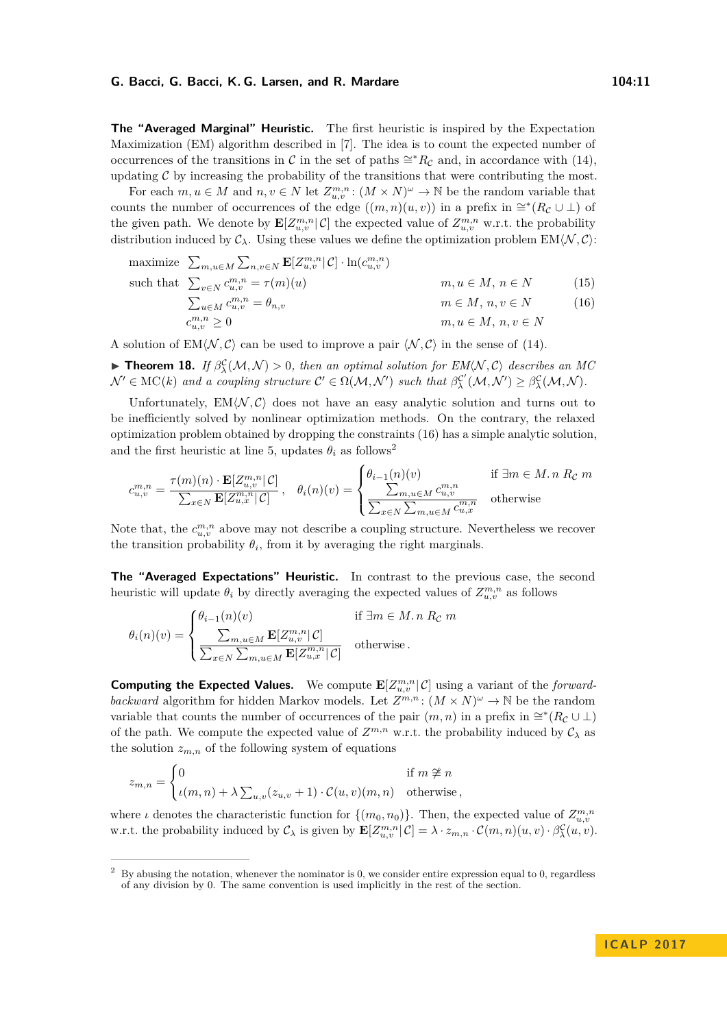**The "Averaged Marginal" Heuristic.** The first heuristic is inspired by the Expectation Maximization (EM) algorithm described in [7]. The idea is to count the expected number of occurrences of the transitions in $\mathcal{C}$ in the set of paths $\cong^* R_{\mathcal{C}}$ and, in accordance with (14), updating $\mathcal{C}$ by increasing the probability of the transitions that were contributing the most.

For each $m, u \in M$ and $n, v \in N$ let $Z^{m,n}_{u,v} \colon (M \times N)^\omega \to \mathbb{N}$ be the random variable that counts the number of occurrences of the edge $((m,n)(u,v))$ in a prefix in $\cong^*(R_{\mathcal{C}} \cup \bot)$ of the given path. We denote by $\mathbf{E}[Z^{m,n}_{u,v}|\mathcal{C}]$ the expected value of $Z^{m,n}_{u,v}$ w.r.t. the probability distribution induced by $\mathcal{C}_\lambda$. Using these values we define the optimization problem $\mathrm{EM}\langle \mathcal{N}, \mathcal{C}\rangle$:

$$
\begin{aligned}
\text{maximize} \quad & \textstyle\sum_{m,u \in M} \sum_{n,v \in N} \mathbf{E}[Z^{m,n}_{u,v}|\mathcal{C}] \cdot \ln(c^{m,n}_{u,v}) & & \\
\text{such that} \quad & \textstyle\sum_{v \in N} c^{m,n}_{u,v} = \tau(m)(u) & m, u \in M,\ n \in N \quad & (15) \\
& \textstyle\sum_{u \in M} c^{m,n}_{u,v} = \theta_{n,v} & m \in M,\ n, v \in N \quad & (16) \\
& c^{m,n}_{u,v} \geq 0 & m, u \in M,\ n, v \in N \quad &
\end{aligned}
$$

A solution of $\mathrm{EM}\langle \mathcal{N}, \mathcal{C}\rangle$ can be used to improve a pair $\langle \mathcal{N}, \mathcal{C}\rangle$ in the sense of (14).

▶ **Theorem 18.** *If $\beta^{\mathcal{C}}_\lambda(\mathcal{M}, \mathcal{N}) > 0$, then an optimal solution for $\mathrm{EM}\langle \mathcal{N}, \mathcal{C}\rangle$ describes an MC $\mathcal{N}' \in \mathrm{MC}(k)$ and a coupling structure $\mathcal{C}' \in \Omega(\mathcal{M}, \mathcal{N}')$ such that $\beta^{\mathcal{C}'}_\lambda(\mathcal{M}, \mathcal{N}') \geq \beta^{\mathcal{C}}_\lambda(\mathcal{M}, \mathcal{N})$.*

Unfortunately, $\mathrm{EM}\langle \mathcal{N}, \mathcal{C}\rangle$ does not have an easy analytic solution and turns out to be inefficiently solved by nonlinear optimization methods. On the contrary, the relaxed optimization problem obtained by dropping the constraints (16) has a simple analytic solution, and the first heuristic at line 5, updates $\theta_i$ as follows[2]

$$
c^{m,n}_{u,v} = \frac{\tau(m)(n) \cdot \mathbf{E}[Z^{m,n}_{u,v}|\mathcal{C}]}{\sum_{x \in N} \mathbf{E}[Z^{m,n}_{u,x}|\mathcal{C}]}\,, \quad \theta_i(n)(v) = \begin{cases} \theta_{i-1}(n)(v) & \text{if } \exists m \in M.\, n\ R_{\mathcal{C}}\ m \\ \dfrac{\sum_{m,u \in M} c^{m,n}_{u,v}}{\sum_{x \in N} \sum_{m,u \in M} c^{m,n}_{u,x}} & \text{otherwise} \end{cases}
$$

Note that, the $c^{m,n}_{u,v}$ above may not describe a coupling structure. Nevertheless we recover the transition probability $\theta_i$, from it by averaging the right marginals.

**The "Averaged Expectations" Heuristic.** In contrast to the previous case, the second heuristic will update $\theta_i$ by directly averaging the expected values of $Z^{m,n}_{u,v}$ as follows

$$
\theta_i(n)(v) = \begin{cases} \theta_{i-1}(n)(v) & \text{if } \exists m \in M.\, n\ R_{\mathcal{C}}\ m \\ \dfrac{\sum_{m,u \in M} \mathbf{E}[Z^{m,n}_{u,v}|\mathcal{C}]}{\sum_{x \in N} \sum_{m,u \in M} \mathbf{E}[Z^{m,n}_{u,x}|\mathcal{C}]} & \text{otherwise}\,. \end{cases}
$$

**Computing the Expected Values.** We compute $\mathbf{E}[Z^{m,n}_{u,v}|\mathcal{C}]$ using a variant of the *forward-backward* algorithm for hidden Markov models. Let $Z^{m,n} \colon (M \times N)^\omega \to \mathbb{N}$ be the random variable that counts the number of occurrences of the pair $(m,n)$ in a prefix in $\cong^*(R_{\mathcal{C}} \cup \bot)$ of the path. We compute the expected value of $Z^{m,n}$ w.r.t. the probability induced by $\mathcal{C}_\lambda$ as the solution $z_{m,n}$ of the following system of equations

$$
z_{m,n} = \begin{cases} 0 & \text{if } m \not\cong n \\ \iota(m,n) + \lambda \sum_{u,v} (z_{u,v} + 1) \cdot \mathcal{C}(u,v)(m,n) & \text{otherwise}\,, \end{cases}
$$

where $\iota$ denotes the characteristic function for $\{(m_0, n_0)\}$. Then, the expected value of $Z^{m,n}_{u,v}$ w.r.t. the probability induced by $\mathcal{C}_\lambda$ is given by $\mathbf{E}[Z^{m,n}_{u,v}|\mathcal{C}] = \lambda \cdot z_{m,n} \cdot \mathcal{C}(m,n)(u,v) \cdot \beta^{\mathcal{C}}_\lambda(u,v)$.

---

[2] By abusing the notation, whenever the nominator is 0, we consider entire expression equal to 0, regardless of any division by 0. The same convention is used implicitly in the rest of the section.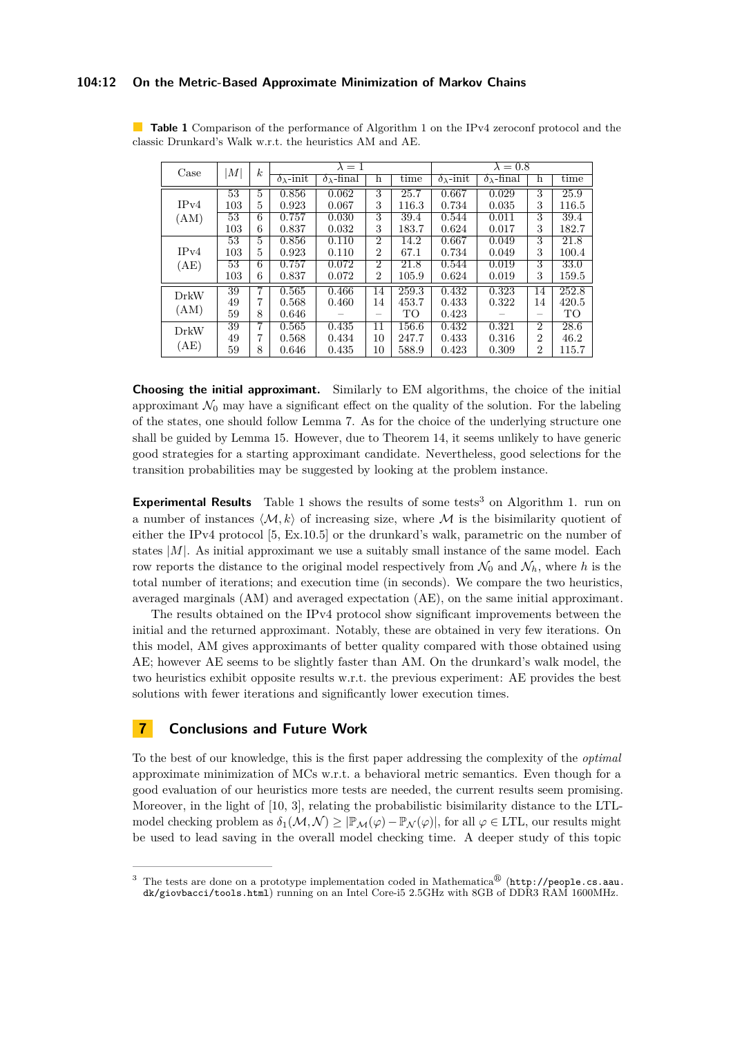**Table 1** Comparison of the performance of Algorithm 1 on the IPv4 zeroconf protocol and the classic Drunkard's Walk w.r.t. the heuristics AM and AE.

| Case | $\|M\|$ | $k$ | $\lambda = 1$ | | | | $\lambda = 0.8$ | | | |
|---|---|---|---|---|---|---|---|---|---|---|
| | | | $\delta_\lambda$-init | $\delta_\lambda$-final | h | time | $\delta_\lambda$-init | $\delta_\lambda$-final | h | time |
| IPv4 (AM) | 53 | 5 | 0.856 | 0.062 | 3 | 25.7 | 0.667 | 0.029 | 3 | 25.9 |
| | 103 | 5 | 0.923 | 0.067 | 3 | 116.3 | 0.734 | 0.035 | 3 | 116.5 |
| | 53 | 6 | 0.757 | 0.030 | 3 | 39.4 | 0.544 | 0.011 | 3 | 39.4 |
| | 103 | 6 | 0.837 | 0.032 | 3 | 183.7 | 0.624 | 0.017 | 3 | 182.7 |
| IPv4 (AE) | 53 | 5 | 0.856 | 0.110 | 2 | 14.2 | 0.667 | 0.049 | 3 | 21.8 |
| | 103 | 5 | 0.923 | 0.110 | 2 | 67.1 | 0.734 | 0.049 | 3 | 100.4 |
| | 53 | 6 | 0.757 | 0.072 | 2 | 21.8 | 0.544 | 0.019 | 3 | 33.0 |
| | 103 | 6 | 0.837 | 0.072 | 2 | 105.9 | 0.624 | 0.019 | 3 | 159.5 |
| DrkW (AM) | 39 | 7 | 0.565 | 0.466 | 14 | 259.3 | 0.432 | 0.323 | 14 | 252.8 |
| | 49 | 7 | 0.568 | 0.460 | 14 | 453.7 | 0.433 | 0.322 | 14 | 420.5 |
| | 59 | 8 | 0.646 | – | – | TO | 0.423 | – | – | TO |
| DrkW (AE) | 39 | 7 | 0.565 | 0.435 | 11 | 156.6 | 0.432 | 0.321 | 2 | 28.6 |
| | 49 | 7 | 0.568 | 0.434 | 10 | 247.7 | 0.433 | 0.316 | 2 | 46.2 |
| | 59 | 8 | 0.646 | 0.435 | 10 | 588.9 | 0.423 | 0.309 | 2 | 115.7 |

**Choosing the initial approximant.** Similarly to EM algorithms, the choice of the initial approximant $\mathcal{N}_0$ may have a significant effect on the quality of the solution. For the labeling of the states, one should follow Lemma 7. As for the choice of the underlying structure one shall be guided by Lemma 15. However, due to Theorem 14, it seems unlikely to have generic good strategies for a starting approximant candidate. Nevertheless, good selections for the transition probabilities may be suggested by looking at the problem instance.

**Experimental Results** Table 1 shows the results of some tests[3] on Algorithm 1. run on a number of instances $\langle \mathcal{M}, k \rangle$ of increasing size, where $\mathcal{M}$ is the bisimilarity quotient of either the IPv4 protocol [5, Ex.10.5] or the drunkard's walk, parametric on the number of states $|M|$. As initial approximant we use a suitably small instance of the same model. Each row reports the distance to the original model respectively from $\mathcal{N}_0$ and $\mathcal{N}_h$, where $h$ is the total number of iterations; and execution time (in seconds). We compare the two heuristics, averaged marginals (AM) and averaged expectation (AE), on the same initial approximant.

The results obtained on the IPv4 protocol show significant improvements between the initial and the returned approximant. Notably, these are obtained in very few iterations. On this model, AM gives approximants of better quality compared with those obtained using AE; however AE seems to be slightly faster than AM. On the drunkard's walk model, the two heuristics exhibit opposite results w.r.t. the previous experiment: AE provides the best solutions with fewer iterations and significantly lower execution times.

## 7 Conclusions and Future Work

To the best of our knowledge, this is the first paper addressing the complexity of the *optimal* approximate minimization of MCs w.r.t. a behavioral metric semantics. Even though for a good evaluation of our heuristics more tests are needed, the current results seem promising. Moreover, in the light of [10, 3], relating the probabilistic bisimilarity distance to the LTL-model checking problem as $\delta_1(\mathcal{M}, \mathcal{N}) \geq |\mathbb{P}_{\mathcal{M}}(\varphi) - \mathbb{P}_{\mathcal{N}}(\varphi)|$, for all $\varphi \in$ LTL, our results might be used to lead saving in the overall model checking time. A deeper study of this topic

[3] The tests are done on a prototype implementation coded in Mathematica® (`http://people.cs.aau.dk/giovbacci/tools.html`) running on an Intel Core-i5 2.5GHz with 8GB of DDR3 RAM 1600MHz.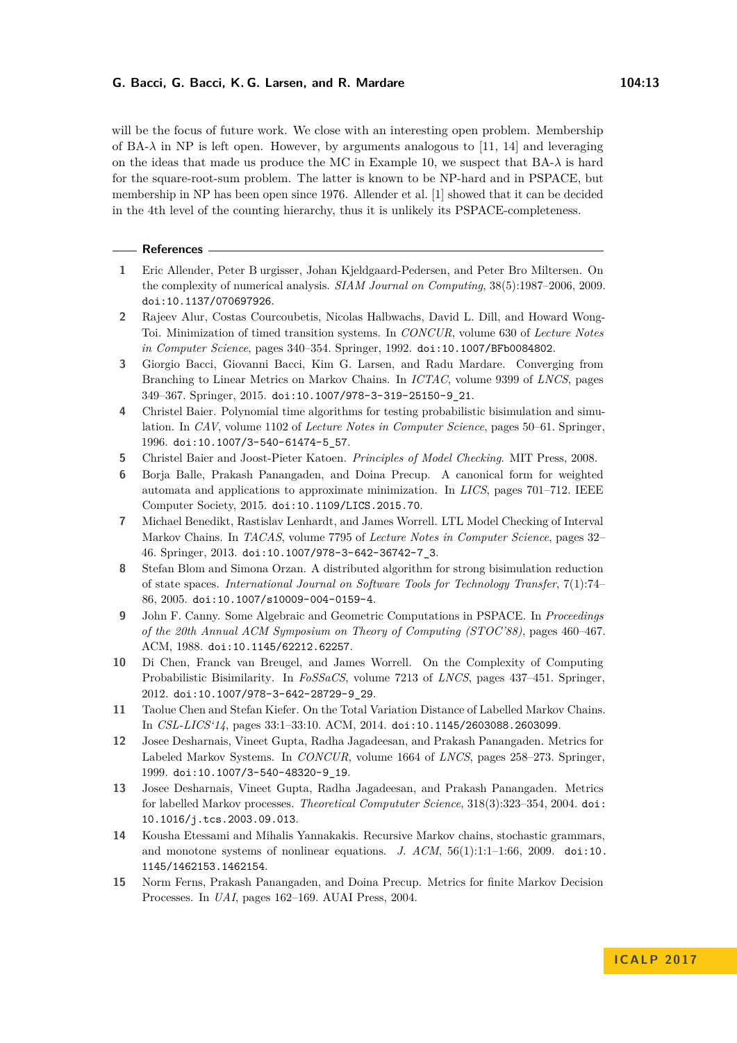will be the focus of future work. We close with an interesting open problem. Membership of BA-$\lambda$ in NP is left open. However, by arguments analogous to [11, 14] and leveraging on the ideas that made us produce the MC in Example 10, we suspect that BA-$\lambda$ is hard for the square-root-sum problem. The latter is known to be NP-hard and in PSPACE, but membership in NP has been open since 1976. Allender et al. [1] showed that it can be decided in the 4th level of the counting hierarchy, thus it is unlikely its PSPACE-completeness.

## References

1. Eric Allender, Peter B urgisser, Johan Kjeldgaard-Pedersen, and Peter Bro Miltersen. On the complexity of numerical analysis. *SIAM Journal on Computing*, 38(5):1987–2006, 2009. doi:10.1137/070697926.
2. Rajeev Alur, Costas Courcoubetis, Nicolas Halbwachs, David L. Dill, and Howard Wong-Toi. Minimization of timed transition systems. In *CONCUR*, volume 630 of *Lecture Notes in Computer Science*, pages 340–354. Springer, 1992. doi:10.1007/BFb0084802.
3. Giorgio Bacci, Giovanni Bacci, Kim G. Larsen, and Radu Mardare. Converging from Branching to Linear Metrics on Markov Chains. In *ICTAC*, volume 9399 of *LNCS*, pages 349–367. Springer, 2015. doi:10.1007/978-3-319-25150-9_21.
4. Christel Baier. Polynomial time algorithms for testing probabilistic bisimulation and simulation. In *CAV*, volume 1102 of *Lecture Notes in Computer Science*, pages 50–61. Springer, 1996. doi:10.1007/3-540-61474-5_57.
5. Christel Baier and Joost-Pieter Katoen. *Principles of Model Checking*. MIT Press, 2008.
6. Borja Balle, Prakash Panangaden, and Doina Precup. A canonical form for weighted automata and applications to approximate minimization. In *LICS*, pages 701–712. IEEE Computer Society, 2015. doi:10.1109/LICS.2015.70.
7. Michael Benedikt, Rastislav Lenhardt, and James Worrell. LTL Model Checking of Interval Markov Chains. In *TACAS*, volume 7795 of *Lecture Notes in Computer Science*, pages 32–46. Springer, 2013. doi:10.1007/978-3-642-36742-7_3.
8. Stefan Blom and Simona Orzan. A distributed algorithm for strong bisimulation reduction of state spaces. *International Journal on Software Tools for Technology Transfer*, 7(1):74–86, 2005. doi:10.1007/s10009-004-0159-4.
9. John F. Canny. Some Algebraic and Geometric Computations in PSPACE. In *Proceedings of the 20th Annual ACM Symposium on Theory of Computing (STOC'88)*, pages 460–467. ACM, 1988. doi:10.1145/62212.62257.
10. Di Chen, Franck van Breugel, and James Worrell. On the Complexity of Computing Probabilistic Bisimilarity. In *FoSSaCS*, volume 7213 of *LNCS*, pages 437–451. Springer, 2012. doi:10.1007/978-3-642-28729-9_29.
11. Taolue Chen and Stefan Kiefer. On the Total Variation Distance of Labelled Markov Chains. In *CSL-LICS'14*, pages 33:1–33:10. ACM, 2014. doi:10.1145/2603088.2603099.
12. Josee Desharnais, Vineet Gupta, Radha Jagadeesan, and Prakash Panangaden. Metrics for Labeled Markov Systems. In *CONCUR*, volume 1664 of *LNCS*, pages 258–273. Springer, 1999. doi:10.1007/3-540-48320-9_19.
13. Josee Desharnais, Vineet Gupta, Radha Jagadeesan, and Prakash Panangaden. Metrics for labelled Markov processes. *Theoretical Compututer Science*, 318(3):323–354, 2004. doi:10.1016/j.tcs.2003.09.013.
14. Kousha Etessami and Mihalis Yannakakis. Recursive Markov chains, stochastic grammars, and monotone systems of nonlinear equations. *J. ACM*, 56(1):1:1–1:66, 2009. doi:10.1145/1462153.1462154.
15. Norm Ferns, Prakash Panangaden, and Doina Precup. Metrics for finite Markov Decision Processes. In *UAI*, pages 162–169. AUAI Press, 2004.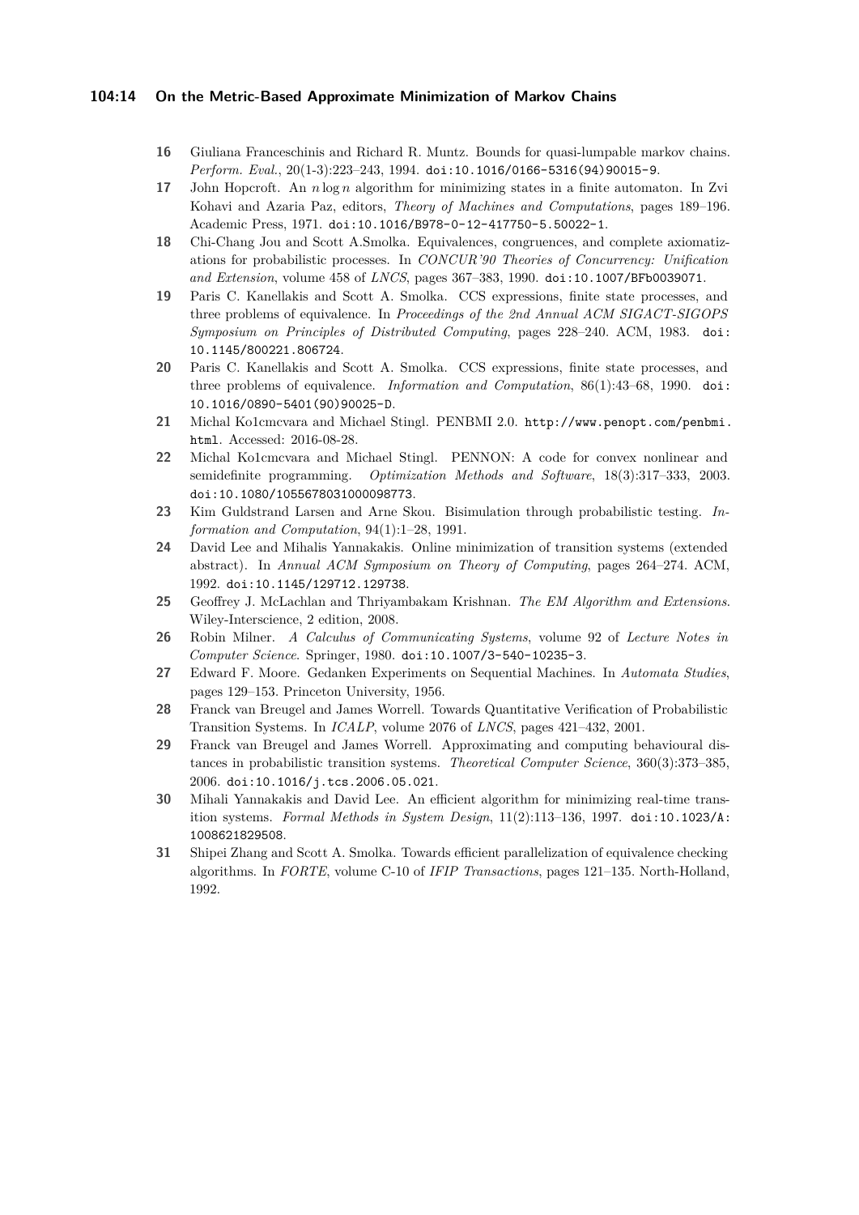16 Giuliana Franceschinis and Richard R. Muntz. Bounds for quasi-lumpable markov chains. *Perform. Eval.*, 20(1-3):223–243, 1994. doi:10.1016/0166-5316(94)90015-9.

17 John Hopcroft. An $n \log n$ algorithm for minimizing states in a finite automaton. In Zvi Kohavi and Azaria Paz, editors, *Theory of Machines and Computations*, pages 189–196. Academic Press, 1971. doi:10.1016/B978-0-12-417750-5.50022-1.

18 Chi-Chang Jou and Scott A.Smolka. Equivalences, congruences, and complete axiomatizations for probabilistic processes. In *CONCUR'90 Theories of Concurrency: Unification and Extension*, volume 458 of *LNCS*, pages 367–383, 1990. doi:10.1007/BFb0039071.

19 Paris C. Kanellakis and Scott A. Smolka. CCS expressions, finite state processes, and three problems of equivalence. In *Proceedings of the 2nd Annual ACM SIGACT-SIGOPS Symposium on Principles of Distributed Computing*, pages 228–240. ACM, 1983. doi:10.1145/800221.806724.

20 Paris C. Kanellakis and Scott A. Smolka. CCS expressions, finite state processes, and three problems of equivalence. *Information and Computation*, 86(1):43–68, 1990. doi:10.1016/0890-5401(90)90025-D.

21 Michal Ko1cmcvara and Michael Stingl. PENBMI 2.0. http://www.penopt.com/penbmi.html. Accessed: 2016-08-28.

22 Michal Ko1cmcvara and Michael Stingl. PENNON: A code for convex nonlinear and semidefinite programming. *Optimization Methods and Software*, 18(3):317–333, 2003. doi:10.1080/1055678031000098773.

23 Kim Guldstrand Larsen and Arne Skou. Bisimulation through probabilistic testing. *Information and Computation*, 94(1):1–28, 1991.

24 David Lee and Mihalis Yannakakis. Online minimization of transition systems (extended abstract). In *Annual ACM Symposium on Theory of Computing*, pages 264–274. ACM, 1992. doi:10.1145/129712.129738.

25 Geoffrey J. McLachlan and Thriyambakam Krishnan. *The EM Algorithm and Extensions*. Wiley-Interscience, 2 edition, 2008.

26 Robin Milner. *A Calculus of Communicating Systems*, volume 92 of *Lecture Notes in Computer Science*. Springer, 1980. doi:10.1007/3-540-10235-3.

27 Edward F. Moore. Gedanken Experiments on Sequential Machines. In *Automata Studies*, pages 129–153. Princeton University, 1956.

28 Franck van Breugel and James Worrell. Towards Quantitative Verification of Probabilistic Transition Systems. In *ICALP*, volume 2076 of *LNCS*, pages 421–432, 2001.

29 Franck van Breugel and James Worrell. Approximating and computing behavioural distances in probabilistic transition systems. *Theoretical Computer Science*, 360(3):373–385, 2006. doi:10.1016/j.tcs.2006.05.021.

30 Mihali Yannakakis and David Lee. An efficient algorithm for minimizing real-time transition systems. *Formal Methods in System Design*, 11(2):113–136, 1997. doi:10.1023/A:1008621829508.

31 Shipei Zhang and Scott A. Smolka. Towards efficient parallelization of equivalence checking algorithms. In *FORTE*, volume C-10 of *IFIP Transactions*, pages 121–135. North-Holland, 1992.